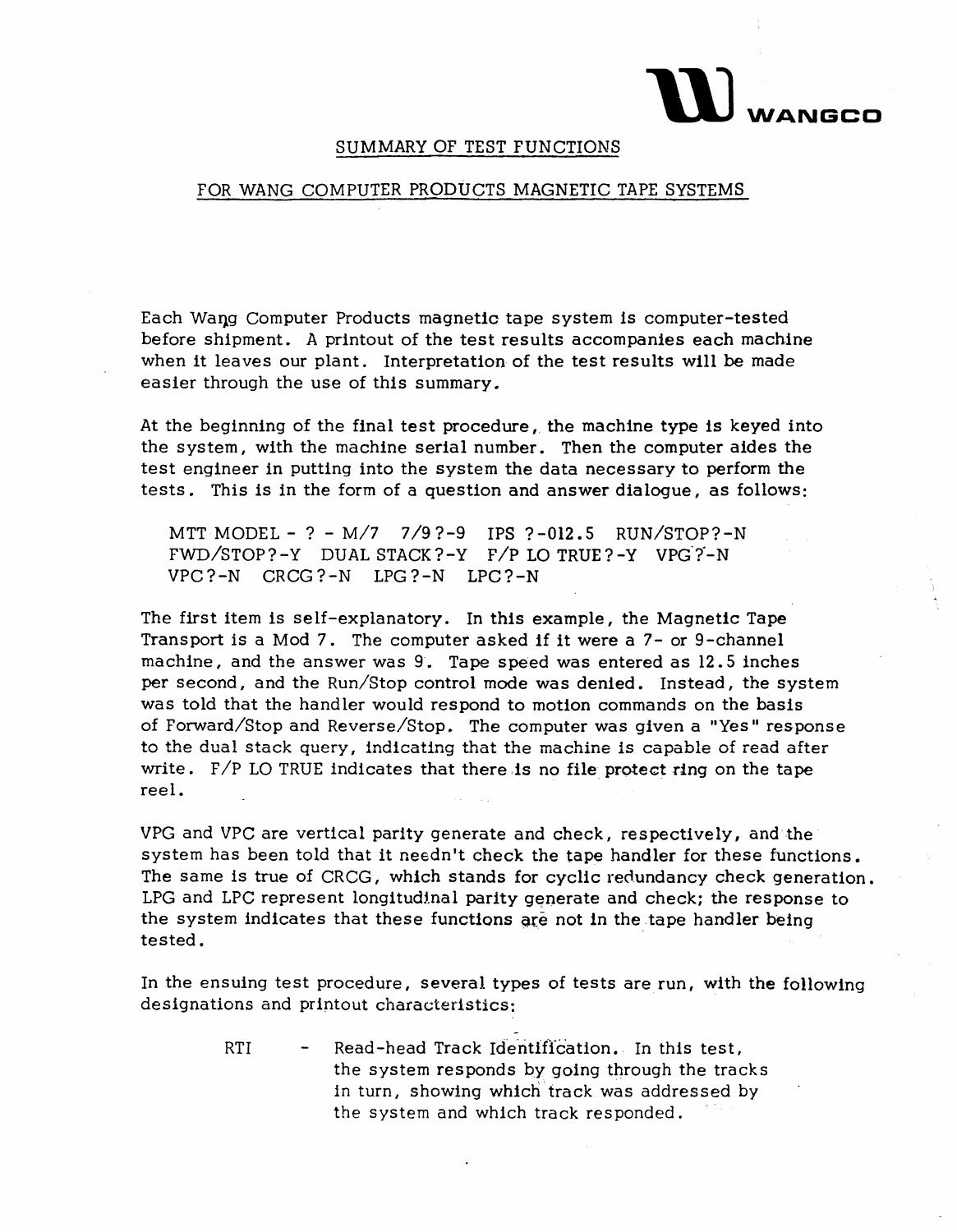WANGCO

## SUMMARY OF TEST FUNCTIONS

## FOR WANG COMPUTER PRODUCTS MAGNETIC TAPE SYSTEMS

Each Wang Computer Products magnetic tape system is computer-tested before shipment. A printout of the test results accompanies each machine when it leaves our plant. Interpretation of the test results will be made easier through the use of this summary.

At the beginning of the final test procedure, the machine type is keyed into the system, with the machine serial number. Then the computer aides the test engineer in putting into the system the data necessary to perform the tests. This is in the form of a question and answer dialogue, as follows:

```
MTT MODEL - ? - M/7   7/9?-9   IPS ?-012.5   RUN/STOP?-N
FWD/STOP?-Y   DUAL STACK?-Y   F/P LO TRUE?-Y   VPG?-N
VPC?-N   CRCG?-N   LPG?-N   LPC?-N
```

The first item is self-explanatory. In this example, the Magnetic Tape Transport is a Mod 7. The computer asked if it were a 7- or 9-channel machine, and the answer was 9. Tape speed was entered as 12.5 inches per second, and the Run/Stop control mode was denied. Instead, the system was told that the handler would respond to motion commands on the basis of Forward/Stop and Reverse/Stop. The computer was given a "Yes" response to the dual stack query, indicating that the machine is capable of read after write. F/P LO TRUE indicates that there is no file protect ring on the tape reel.

VPG and VPC are vertical parity generate and check, respectively, and the system has been told that it needn't check the tape handler for these functions. The same is true of CRCG, which stands for cyclic redundancy check generation. LPG and LPC represent longitudinal parity generate and check; the response to the system indicates that these functions are not in the tape handler being tested.

In the ensuing test procedure, several types of tests are run, with the following designations and printout characteristics:

- RTI - Read-head Track Identification. In this test, the system responds by going through the tracks in turn, showing which track was addressed by the system and which track responded.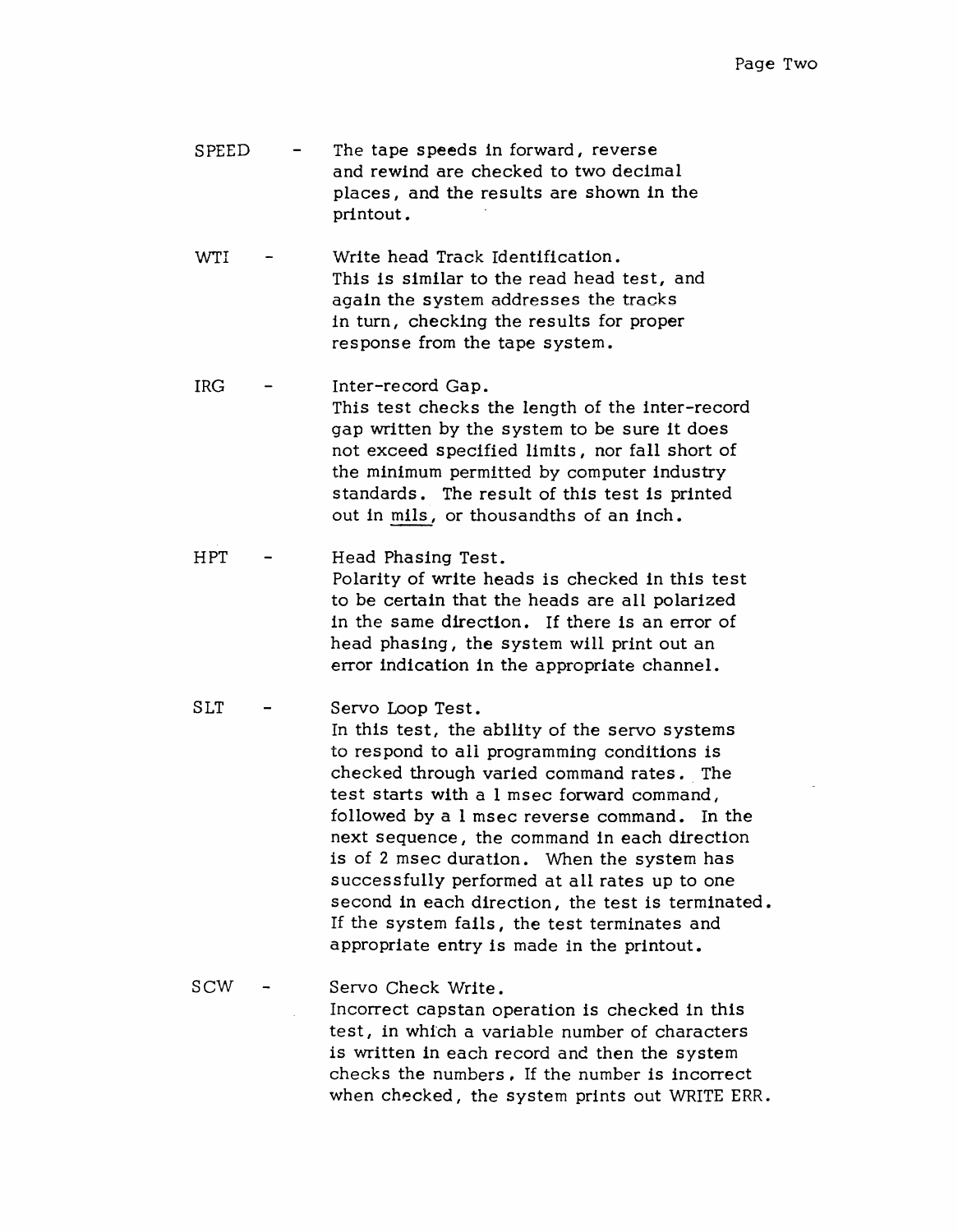**SPEED** - The tape speeds in forward, reverse and rewind are checked to two decimal places, and the results are shown in the printout.

**WTI** - Write head Track Identification.
This is similar to the read head test, and again the system addresses the tracks in turn, checking the results for proper response from the tape system.

**IRG** - Inter-record Gap.
This test checks the length of the inter-record gap written by the system to be sure it does not exceed specified limits, nor fall short of the minimum permitted by computer industry standards. The result of this test is printed out in <u>mils</u>, or thousandths of an inch.

**HPT** - Head Phasing Test.
Polarity of write heads is checked in this test to be certain that the heads are all polarized in the same direction. If there is an error of head phasing, the system will print out an error indication in the appropriate channel.

**SLT** - Servo Loop Test.
In this test, the ability of the servo systems to respond to all programming conditions is checked through varied command rates. The test starts with a 1 msec forward command, followed by a 1 msec reverse command. In the next sequence, the command in each direction is of 2 msec duration. When the system has successfully performed at all rates up to one second in each direction, the test is terminated. If the system fails, the test terminates and appropriate entry is made in the printout.

**SCW** - Servo Check Write.
Incorrect capstan operation is checked in this test, in which a variable number of characters is written in each record and then the system checks the numbers. If the number is incorrect when checked, the system prints out WRITE ERR.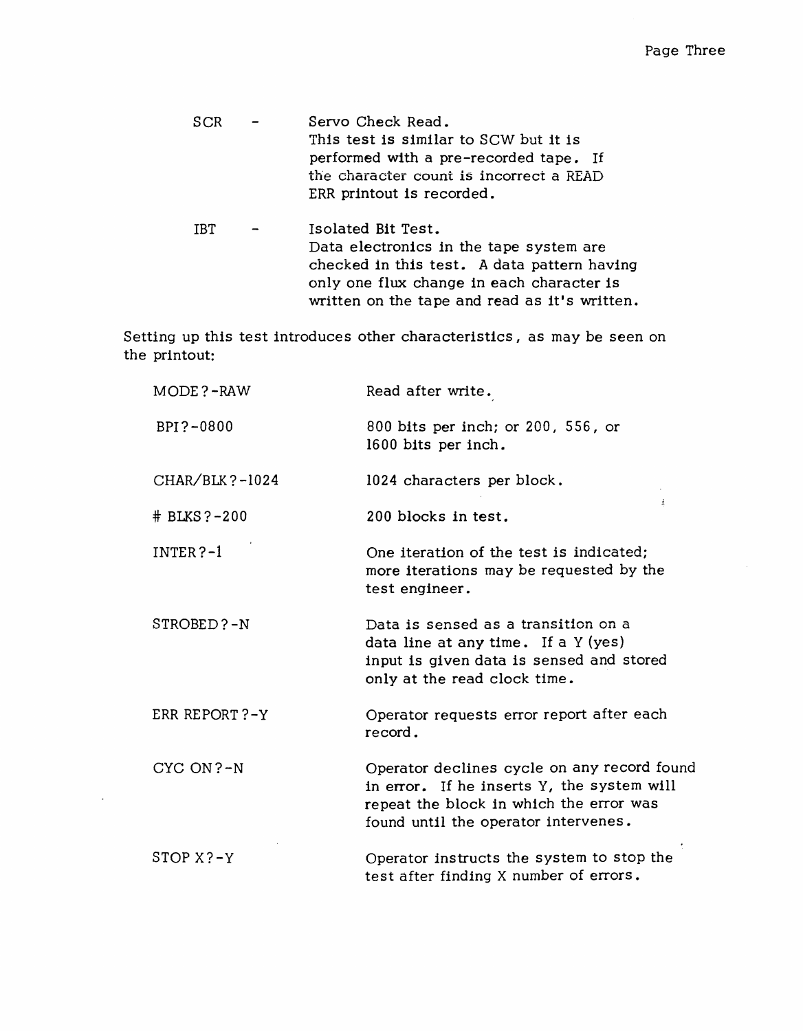SCR - Servo Check Read.
This test is similar to SCW but it is performed with a pre-recorded tape. If the character count is incorrect a READ ERR printout is recorded.

IBT - Isolated Bit Test.
Data electronics in the tape system are checked in this test. A data pattern having only one flux change in each character is written on the tape and read as it's written.

Setting up this test introduces other characteristics, as may be seen on the printout:

| | |
|---|---|
| MODE?-RAW | Read after write. |
| BPI?-0800 | 800 bits per inch; or 200, 556, or 1600 bits per inch. |
| CHAR/BLK?-1024 | 1024 characters per block. |
| # BLKS?-200 | 200 blocks in test. |
| INTER?-1 | One iteration of the test is indicated; more iterations may be requested by the test engineer. |
| STROBED?-N | Data is sensed as a transition on a data line at any time. If a Y (yes) input is given data is sensed and stored only at the read clock time. |
| ERR REPORT?-Y | Operator requests error report after each record. |
| CYC ON?-N | Operator declines cycle on any record found in error. If he inserts Y, the system will repeat the block in which the error was found until the operator intervenes. |
| STOP X?-Y | Operator instructs the system to stop the test after finding X number of errors. |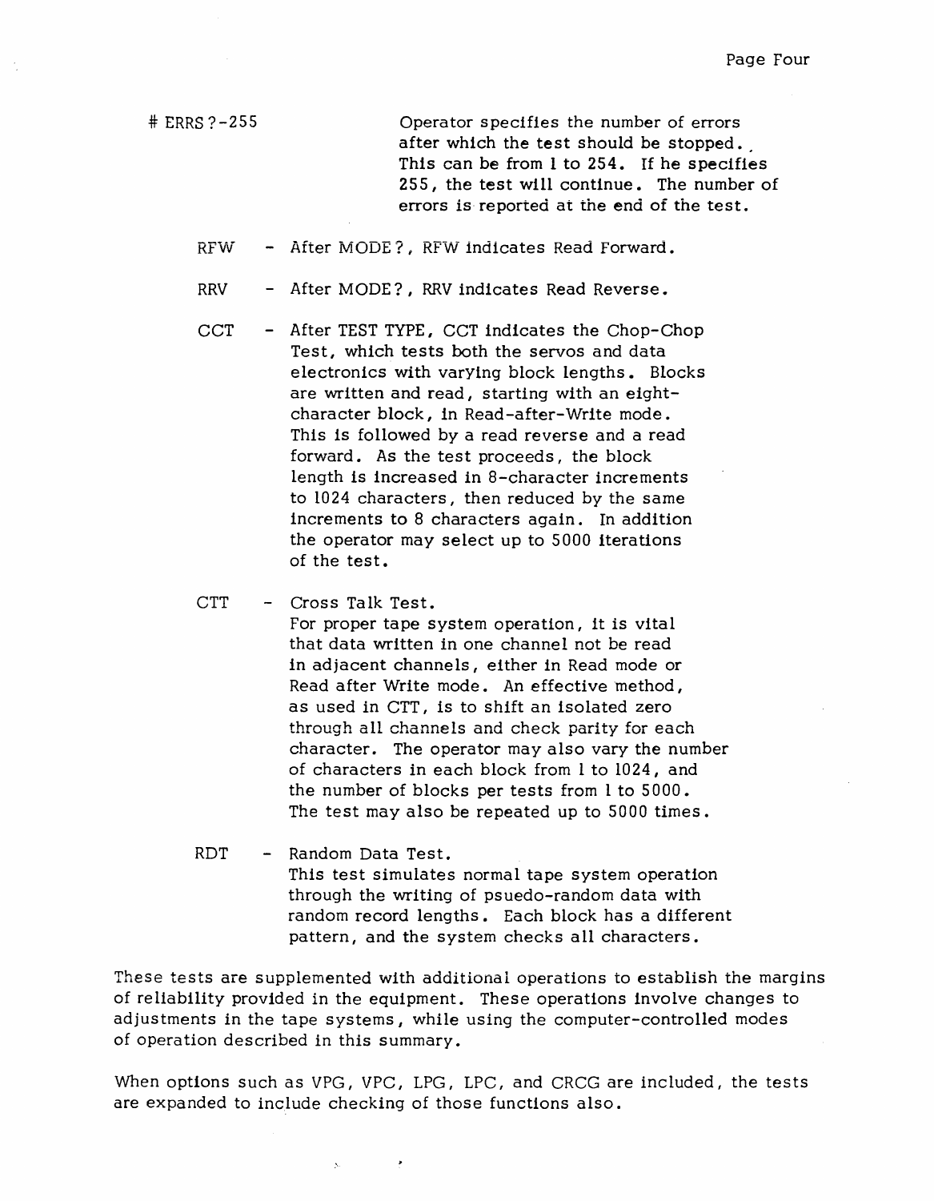# ERRS?-255 — Operator specifies the number of errors after which the test should be stopped. This can be from 1 to 254. If he specifies 255, the test will continue. The number of errors is reported at the end of the test.

- RFW - After MODE?, RFW indicates Read Forward.
- RRV - After MODE?, RRV indicates Read Reverse.
- CCT - After TEST TYPE, CCT indicates the Chop-Chop Test, which tests both the servos and data electronics with varying block lengths. Blocks are written and read, starting with an eight-character block, in Read-after-Write mode. This is followed by a read reverse and a read forward. As the test proceeds, the block length is increased in 8-character increments to 1024 characters, then reduced by the same increments to 8 characters again. In addition the operator may select up to 5000 iterations of the test.
- CTT - Cross Talk Test.
  For proper tape system operation, it is vital that data written in one channel not be read in adjacent channels, either in Read mode or Read after Write mode. An effective method, as used in CTT, is to shift an isolated zero through all channels and check parity for each character. The operator may also vary the number of characters in each block from 1 to 1024, and the number of blocks per tests from 1 to 5000. The test may also be repeated up to 5000 times.
- RDT - Random Data Test.
  This test simulates normal tape system operation through the writing of psuedo-random data with random record lengths. Each block has a different pattern, and the system checks all characters.

These tests are supplemented with additional operations to establish the margins of reliability provided in the equipment. These operations involve changes to adjustments in the tape systems, while using the computer-controlled modes of operation described in this summary.

When options such as VPG, VPC, LPG, LPC, and CRCG are included, the tests are expanded to include checking of those functions also.